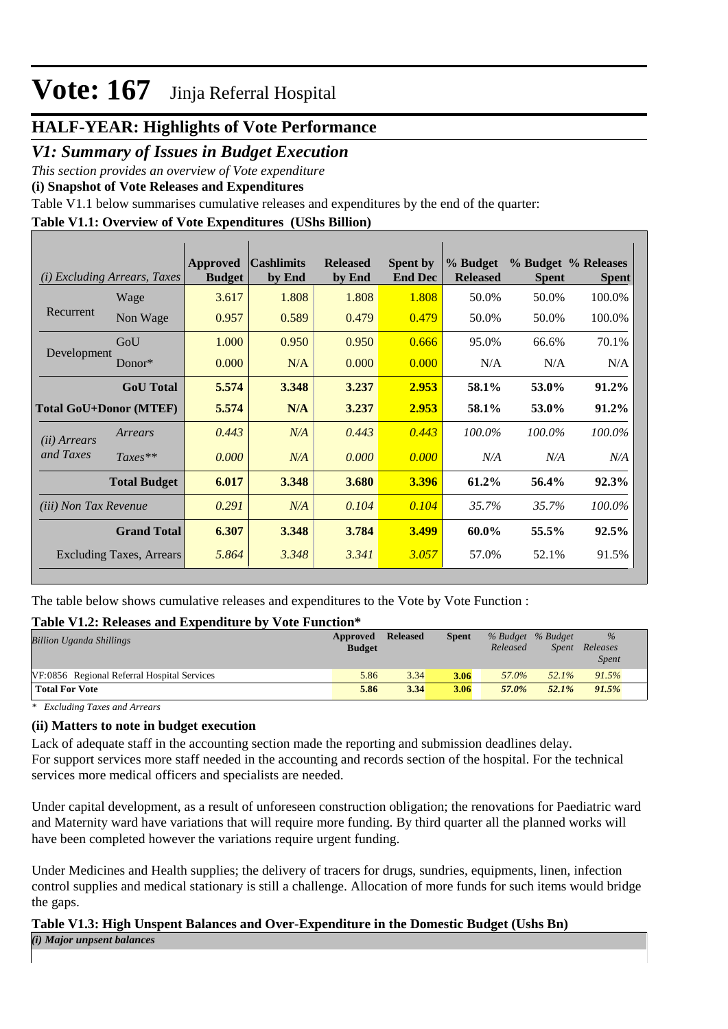# Vote: 167 Jinja Referral Hospital

## HALF-YEAR: Highlights of Vote Performance

## *V1: Summary of Issues in Budget Execution*

*This section provides an overview of Vote expenditure*

**(i) Snapshot of Vote Releases and Expenditures**

Table V1.1 below summarises cumulative releases and expenditures by the end of the quarter:

**Table V1.1: Overview of Vote Expenditures (UShs Billion)**

| *(i) Excluding Arrears, Taxes* | | Approved Budget | Cashlimits by End | Released by End | Spent by End Dec | % Budget Released | % Budget Spent | % Releases Spent |
|---|---|---|---|---|---|---|---|---|
| Recurrent | Wage | 3.617 | 1.808 | 1.808 | 1.808 | 50.0% | 50.0% | 100.0% |
| | Non Wage | 0.957 | 0.589 | 0.479 | 0.479 | 50.0% | 50.0% | 100.0% |
| Development | GoU | 1.000 | 0.950 | 0.950 | 0.666 | 95.0% | 66.6% | 70.1% |
| | Donor* | 0.000 | N/A | 0.000 | 0.000 | N/A | N/A | N/A |
| | **GoU Total** | **5.574** | **3.348** | **3.237** | **2.953** | **58.1%** | **53.0%** | **91.2%** |
| **Total GoU+Donor (MTEF)** | | **5.574** | **N/A** | **3.237** | **2.953** | **58.1%** | **53.0%** | **91.2%** |
| *(ii) Arrears and Taxes* | *Arrears* | *0.443* | *N/A* | *0.443* | *0.443* | *100.0%* | *100.0%* | *100.0%* |
| | *Taxes*** | *0.000* | *N/A* | *0.000* | *0.000* | *N/A* | *N/A* | *N/A* |
| | **Total Budget** | **6.017** | **3.348** | **3.680** | **3.396** | **61.2%** | **56.4%** | **92.3%** |
| *(iii) Non Tax Revenue* | | *0.291* | *N/A* | *0.104* | *0.104* | *35.7%* | *35.7%* | *100.0%* |
| | **Grand Total** | **6.307** | **3.348** | **3.784** | **3.499** | **60.0%** | **55.5%** | **92.5%** |
| Excluding Taxes, Arrears | | *5.864* | *3.348* | *3.341* | *3.057* | 57.0% | 52.1% | 91.5% |

The table below shows cumulative releases and expenditures to the Vote by Vote Function :

**Table V1.2: Releases and Expenditure by Vote Function***

| *Billion Uganda Shillings* | Approved Budget | Released | Spent | *% Budget Released* | *% Budget Spent* | *% Releases Spent* |
|---|---|---|---|---|---|---|
| VF:0856 Regional Referral Hospital Services | 5.86 | 3.34 | 3.06 | *57.0%* | *52.1%* | *91.5%* |
| **Total For Vote** | **5.86** | **3.34** | **3.06** | ***57.0%*** | ***52.1%*** | ***91.5%*** |

*\* Excluding Taxes and Arrears*

**(ii) Matters to note in budget execution**

Lack of adequate staff in the accounting section made the reporting and submission deadlines delay.
For support services more staff needed in the accounting and records section of the hospital. For the technical services more medical officers and specialists are needed.

Under capital development, as a result of unforeseen construction obligation; the renovations for Paediatric ward and Maternity ward have variations that will require more funding. By third quarter all the planned works will have been completed however the variations require urgent funding.

Under Medicines and Health supplies; the delivery of tracers for drugs, sundries, equipments, linen, infection control supplies and medical stationary is still a challenge. Allocation of more funds for such items would bridge the gaps.

**Table V1.3: High Unspent Balances and Over-Expenditure in the Domestic Budget (Ushs Bn)**

***(i) Major unpsent balances***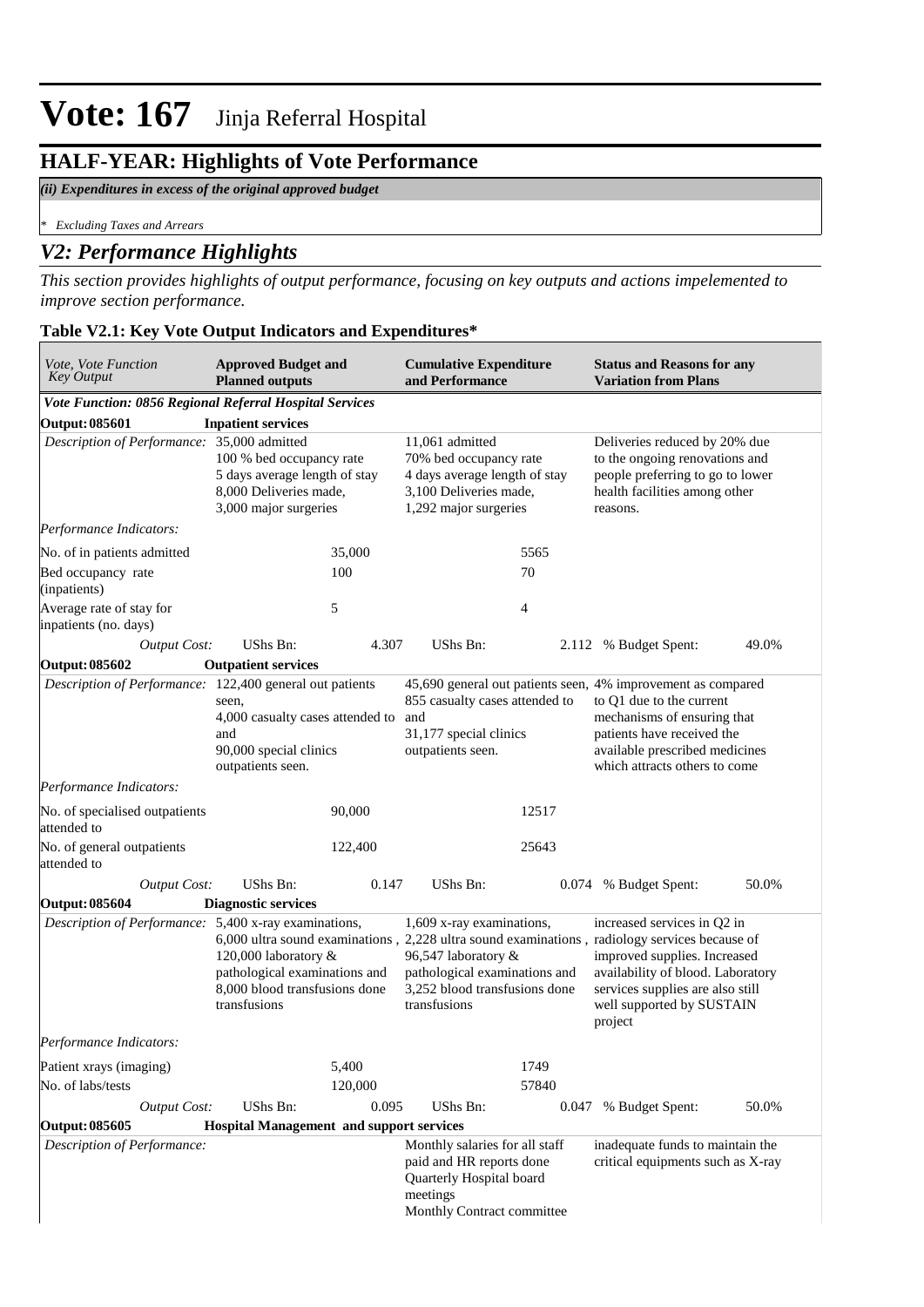# Vote: 167 Jinja Referral Hospital

## HALF-YEAR: Highlights of Vote Performance

*(ii) Expenditures in excess of the original approved budget*

*\* Excluding Taxes and Arrears*

## *V2: Performance Highlights*

*This section provides highlights of output performance, focusing on key outputs and actions impelemented to improve section performance.*

### Table V2.1: Key Vote Output Indicators and Expenditures*

| *Vote, Vote Function Key Output* | **Approved Budget and Planned outputs** | | **Cumulative Expenditure and Performance** | | **Status and Reasons for any Variation from Plans** | |
|---|---|---|---|---|---|---|
| ***Vote Function: 0856 Regional Referral Hospital Services*** | | | | | | |
| **Output: 085601** | **Inpatient services** | | | | | |
| *Description of Performance:* | 35,000 admitted<br>100 % bed occupancy rate<br>5 days average length of stay<br>8,000 Deliveries made,<br>3,000 major surgeries | | 11,061 admitted<br>70% bed occupancy rate<br>4 days average length of stay<br>3,100 Deliveries made,<br>1,292 major surgeries | | Deliveries reduced by 20% due to the ongoing renovations and people preferring to go to lower health facilities among other reasons. | |
| *Performance Indicators:* | | | | | | |
| No. of in patients admitted | | 35,000 | | 5565 | | |
| Bed occupancy rate (inpatients) | | 100 | | 70 | | |
| Average rate of stay for inpatients (no. days) | | 5 | | 4 | | |
| *Output Cost:* | UShs Bn: | 4.307 | UShs Bn: | 2.112 | % Budget Spent: | 49.0% |
| **Output: 085602** | **Outpatient services** | | | | | |
| *Description of Performance:* | 122,400 general out patients seen,<br>4,000 casualty cases attended to and<br>90,000 special clinics outpatients seen. | | 45,690 general out patients seen,<br>855 casualty cases attended to and<br>31,177 special clinics outpatients seen. | | 4% improvement as compared to Q1 due to the current mechanisms of ensuring that patients have received the available prescribed medicines which attracts others to come | |
| *Performance Indicators:* | | | | | | |
| No. of specialised outpatients attended to | | 90,000 | | 12517 | | |
| No. of general outpatients attended to | | 122,400 | | 25643 | | |
| *Output Cost:* | UShs Bn: | 0.147 | UShs Bn: | 0.074 | % Budget Spent: | 50.0% |
| **Output: 085604** | **Diagnostic services** | | | | | |
| *Description of Performance:* | 5,400 x-ray examinations,<br>6,000 ultra sound examinations ,<br>120,000 laboratory &<br>pathological examinations and<br>8,000 blood transfusions done transfusions | | 1,609 x-ray examinations,<br>2,228 ultra sound examinations ,<br>96,547 laboratory &<br>pathological examinations and<br>3,252 blood transfusions done transfusions | | increased services in Q2 in radiology services because of improved supplies. Increased availability of blood. Laboratory services supplies are also still well supported by SUSTAIN project | |
| *Performance Indicators:* | | | | | | |
| Patient xrays (imaging) | | 5,400 | | 1749 | | |
| No. of labs/tests | | 120,000 | | 57840 | | |
| *Output Cost:* | UShs Bn: | 0.095 | UShs Bn: | 0.047 | % Budget Spent: | 50.0% |
| **Output: 085605** | **Hospital Management and support services** | | | | | |
| *Description of Performance:* | | | Monthly salaries for all staff paid and HR reports done<br>Quarterly Hospital board meetings<br>Monthly Contract committee | | inadequate funds to maintain the critical equipments such as X-ray | |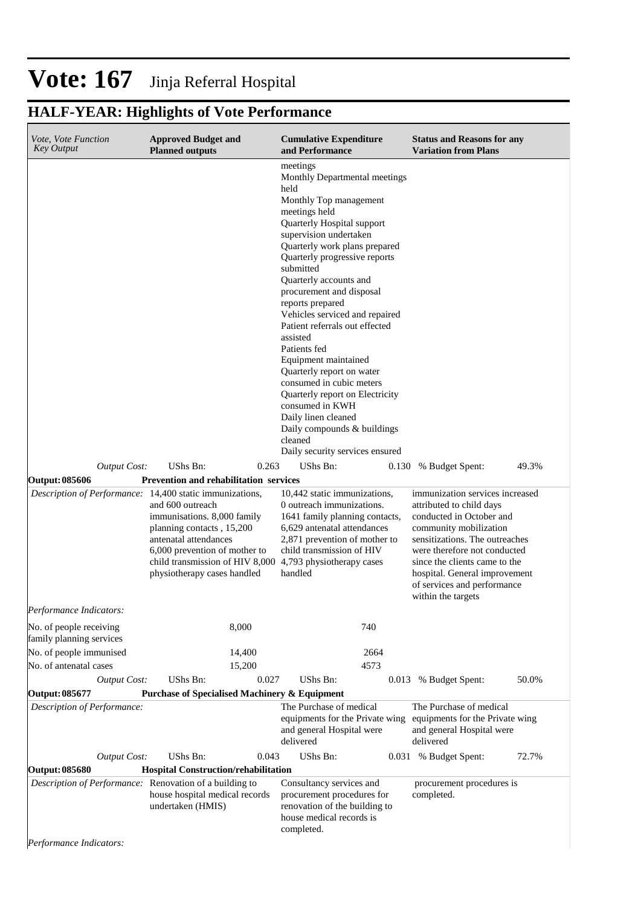# Vote: 167 Jinja Referral Hospital

## HALF-YEAR: Highlights of Vote Performance

| *Vote, Vote Function Key Output* | **Approved Budget and Planned outputs** | **Cumulative Expenditure and Performance** | **Status and Reasons for any Variation from Plans** |
|---|---|---|---|
| | | meetings<br>Monthly Departmental meetings held<br>Monthly Top management meetings held<br>Quarterly Hospital support supervision undertaken<br>Quarterly work plans prepared<br>Quarterly progressive reports submitted<br>Quarterly accounts and procurement and disposal reports prepared<br>Vehicles serviced and repaired<br>Patient referrals out effected assisted<br>Patients fed<br>Equipment maintained<br>Quarterly report on water consumed in cubic meters<br>Quarterly report on Electricity consumed in KWH<br>Daily linen cleaned<br>Daily compounds & buildings cleaned<br>Daily security services ensured | |
| *Output Cost:* | UShs Bn: 0.263 | UShs Bn: 0.130 | % Budget Spent: 49.3% |
| **Output: 085606** | **Prevention and rehabilitation services** | | |
| *Description of Performance:* | 14,400 static immunizations, and 600 outreach immunisations. 8,000 family planning contacts , 15,200 antenatal attendances 6,000 prevention of mother to child transmission of HIV 8,000 physiotherapy cases handled | 10,442 static immunizations, 0 outreach immunizations. 1641 family planning contacts, 6,629 antenatal attendances 2,871 prevention of mother to child transmission of HIV 4,793 physiotherapy cases handled | immunization services increased attributed to child days conducted in October and community mobilization sensitizations. The outreaches were therefore not conducted since the clients came to the hospital. General improvement of services and performance within the targets |
| *Performance Indicators:* | | | |
| No. of people receiving family planning services | 8,000 | 740 | |
| No. of people immunised | 14,400 | 2664 | |
| No. of antenatal cases | 15,200 | 4573 | |
| *Output Cost:* | UShs Bn: 0.027 | UShs Bn: 0.013 | % Budget Spent: 50.0% |
| **Output: 085677** | **Purchase of Specialised Machinery & Equipment** | | |
| *Description of Performance:* | | The Purchase of medical equipments for the Private wing and general Hospital were delivered | The Purchase of medical equipments for the Private wing and general Hospital were delivered |
| *Output Cost:* | UShs Bn: 0.043 | UShs Bn: 0.031 | % Budget Spent: 72.7% |
| **Output: 085680** | **Hospital Construction/rehabilitation** | | |
| *Description of Performance:* | Renovation of a building to house hospital medical records undertaken (HMIS) | Consultancy services and procurement procedures for renovation of the building to house medical records is completed. | procurement procedures is completed. |
| *Performance Indicators:* | | | |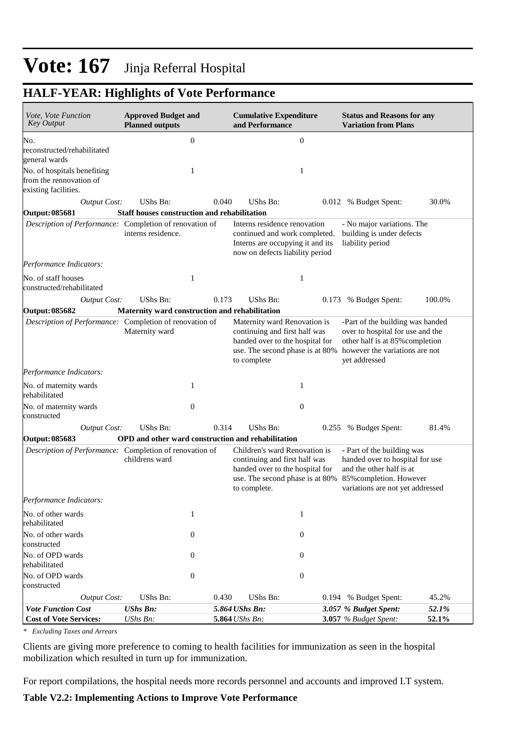# Vote: 167 Jinja Referral Hospital

## HALF-YEAR: Highlights of Vote Performance

| *Vote, Vote Function Key Output* | **Approved Budget and Planned outputs** | | **Cumulative Expenditure and Performance** | | **Status and Reasons for any Variation from Plans** | |
|---|---|---|---|---|---|---|
| No. reconstructed/rehabilitated general wards | 0 | | 0 | | | |
| No. of hospitals benefiting from the rennovation of existing facilities. | 1 | | 1 | | | |
| *Output Cost:* | UShs Bn: | 0.040 | UShs Bn: | 0.012 | % Budget Spent: | 30.0% |
| **Output: 085681** | **Staff houses construction and rehabilitation** | | | | | |
| *Description of Performance:* | Completion of renovation of interns residence. | | Interns residence renovation continued and work completed. Interns are occupying it and its now on defects liability period | | - No major variations. The building is under defects liability period | |
| *Performance Indicators:* | | | | | | |
| No. of staff houses constructed/rehabilitated | 1 | | 1 | | | |
| *Output Cost:* | UShs Bn: | 0.173 | UShs Bn: | 0.173 | % Budget Spent: | 100.0% |
| **Output: 085682** | **Maternity ward construction and rehabilitation** | | | | | |
| *Description of Performance:* | Completion of renovation of Maternity ward | | Maternity ward Renovation is continuing and first half was handed over to the hospital for use. The second phase is at 80% to complete | | -Part of the building was handed over to hospital for use and the other half is at 85%completion however the variations are not yet addressed | |
| *Performance Indicators:* | | | | | | |
| No. of maternity wards rehabilitated | 1 | | 1 | | | |
| No. of maternity wards constructed | 0 | | 0 | | | |
| *Output Cost:* | UShs Bn: | 0.314 | UShs Bn: | 0.255 | % Budget Spent: | 81.4% |
| **Output: 085683** | **OPD and other ward construction and rehabilitation** | | | | | |
| *Description of Performance:* | Completion of renovation of childrens ward | | Children's ward Renovation is continuing and first half was handed over to the hospital for use. The second phase is at 80% to complete. | | - Part of the building was handed over to hospital for use and the other half is at 85%completion. However variations are not yet addressed | |
| *Performance Indicators:* | | | | | | |
| No. of other wards rehabilitated | 1 | | 1 | | | |
| No. of other wards constructed | 0 | | 0 | | | |
| No. of OPD wards rehabilitated | 0 | | 0 | | | |
| No. of OPD wards constructed | 0 | | 0 | | | |
| *Output Cost:* | UShs Bn: | 0.430 | UShs Bn: | 0.194 | % Budget Spent: | 45.2% |
| ***Vote Function Cost*** | ***UShs Bn:*** | ***5.864*** | ***UShs Bn:*** | ***3.057*** | ***% Budget Spent:*** | ***52.1%*** |
| **Cost of Vote Services:** | *UShs Bn:* | **5.864** | *UShs Bn:* | **3.057** | *% Budget Spent:* | **52.1%** |

*\* Excluding Taxes and Arrears*

Clients are giving more preference to coming to health facilities for immunization as seen in the hospital mobilization which resulted in turn up for immunization.

For report compilations, the hospital needs more records personnel and accounts and improved I.T system.

**Table V2.2: Implementing Actions to Improve Vote Performance**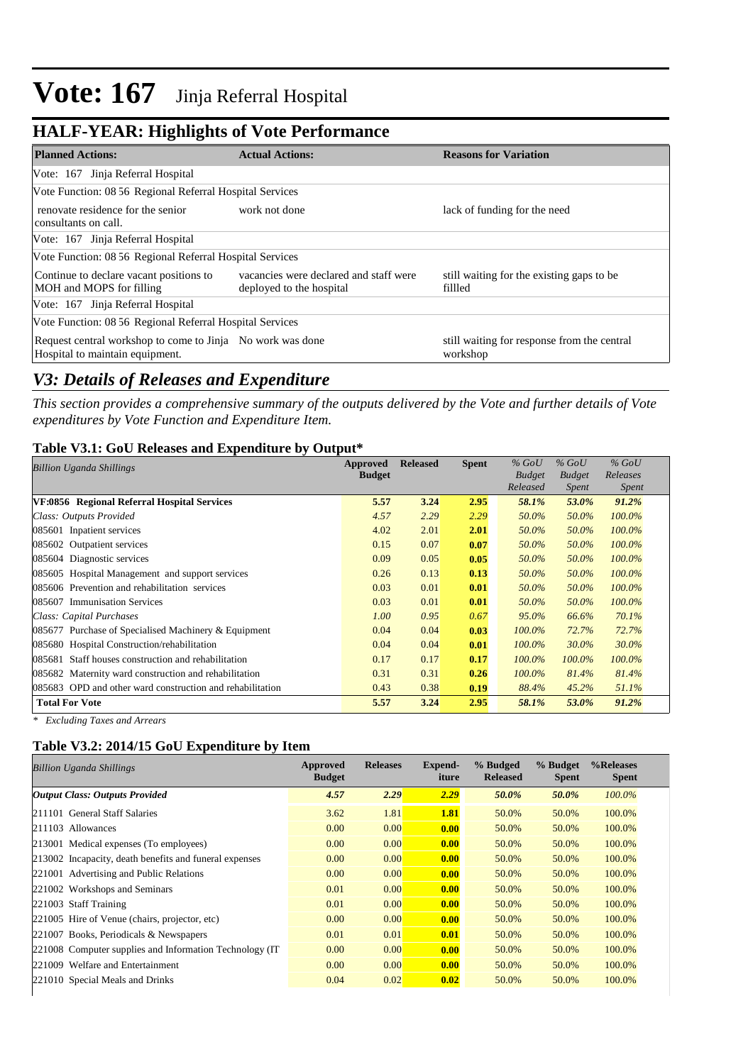# Vote: 167 Jinja Referral Hospital

## HALF-YEAR: Highlights of Vote Performance

| Planned Actions: | Actual Actions: | Reasons for Variation |
|---|---|---|
| Vote: 167 Jinja Referral Hospital | | |
| Vote Function: 08 56 Regional Referral Hospital Services | | |
| renovate residence for the senior consultants on call. | work not done | lack of funding for the need |
| Vote: 167 Jinja Referral Hospital | | |
| Vote Function: 08 56 Regional Referral Hospital Services | | |
| Continue to declare vacant positions to MOH and MOPS for filling | vacancies were declared and staff were deployed to the hospital | still waiting for the existing gaps to be fillled |
| Vote: 167 Jinja Referral Hospital | | |
| Vote Function: 08 56 Regional Referral Hospital Services | | |
| Request central workshop to come to Jinja Hospital to maintain equipment. | No work was done | still waiting for response from the central workshop |

## *V3: Details of Releases and Expenditure*

*This section provides a comprehensive summary of the outputs delivered by the Vote and further details of Vote expenditures by Vote Function and Expenditure Item.*

### Table V3.1: GoU Releases and Expenditure by Output*

| *Billion Uganda Shillings* | Approved Budget | Released | Spent | *% GoU Budget Released* | *% GoU Budget Spent* | *% GoU Releases Spent* |
|---|---|---|---|---|---|---|
| **VF:0856 Regional Referral Hospital Services** | **5.57** | **3.24** | **2.95** | ***58.1%*** | ***53.0%*** | ***91.2%*** |
| *Class: Outputs Provided* | *4.57* | *2.29* | *2.29* | *50.0%* | *50.0%* | *100.0%* |
| 085601 Inpatient services | 4.02 | 2.01 | **2.01** | *50.0%* | *50.0%* | *100.0%* |
| 085602 Outpatient services | 0.15 | 0.07 | **0.07** | *50.0%* | *50.0%* | *100.0%* |
| 085604 Diagnostic services | 0.09 | 0.05 | **0.05** | *50.0%* | *50.0%* | *100.0%* |
| 085605 Hospital Management and support services | 0.26 | 0.13 | **0.13** | *50.0%* | *50.0%* | *100.0%* |
| 085606 Prevention and rehabilitation services | 0.03 | 0.01 | **0.01** | *50.0%* | *50.0%* | *100.0%* |
| 085607 Immunisation Services | 0.03 | 0.01 | **0.01** | *50.0%* | *50.0%* | *100.0%* |
| *Class: Capital Purchases* | *1.00* | *0.95* | *0.67* | *95.0%* | *66.6%* | *70.1%* |
| 085677 Purchase of Specialised Machinery & Equipment | 0.04 | 0.04 | **0.03** | *100.0%* | *72.7%* | *72.7%* |
| 085680 Hospital Construction/rehabilitation | 0.04 | 0.04 | **0.01** | *100.0%* | *30.0%* | *30.0%* |
| 085681 Staff houses construction and rehabilitation | 0.17 | 0.17 | **0.17** | *100.0%* | *100.0%* | *100.0%* |
| 085682 Maternity ward construction and rehabilitation | 0.31 | 0.31 | **0.26** | *100.0%* | *81.4%* | *81.4%* |
| 085683 OPD and other ward construction and rehabilitation | 0.43 | 0.38 | **0.19** | *88.4%* | *45.2%* | *51.1%* |
| **Total For Vote** | **5.57** | **3.24** | **2.95** | ***58.1%*** | ***53.0%*** | ***91.2%*** |

*\* Excluding Taxes and Arrears*

### Table V3.2: 2014/15 GoU Expenditure by Item

| *Billion Uganda Shillings* | Approved Budget | Releases | Expend-iture | % Budged Released | % Budget Spent | %Releases Spent |
|---|---|---|---|---|---|---|
| ***Output Class: Outputs Provided*** | ***4.57*** | ***2.29*** | ***2.29*** | ***50.0%*** | ***50.0%*** | *100.0%* |
| 211101 General Staff Salaries | 3.62 | 1.81 | **1.81** | 50.0% | 50.0% | 100.0% |
| 211103 Allowances | 0.00 | 0.00 | **0.00** | 50.0% | 50.0% | 100.0% |
| 213001 Medical expenses (To employees) | 0.00 | 0.00 | **0.00** | 50.0% | 50.0% | 100.0% |
| 213002 Incapacity, death benefits and funeral expenses | 0.00 | 0.00 | **0.00** | 50.0% | 50.0% | 100.0% |
| 221001 Advertising and Public Relations | 0.00 | 0.00 | **0.00** | 50.0% | 50.0% | 100.0% |
| 221002 Workshops and Seminars | 0.01 | 0.00 | **0.00** | 50.0% | 50.0% | 100.0% |
| 221003 Staff Training | 0.01 | 0.00 | **0.00** | 50.0% | 50.0% | 100.0% |
| 221005 Hire of Venue (chairs, projector, etc) | 0.00 | 0.00 | **0.00** | 50.0% | 50.0% | 100.0% |
| 221007 Books, Periodicals & Newspapers | 0.01 | 0.01 | **0.01** | 50.0% | 50.0% | 100.0% |
| 221008 Computer supplies and Information Technology (IT | 0.00 | 0.00 | **0.00** | 50.0% | 50.0% | 100.0% |
| 221009 Welfare and Entertainment | 0.00 | 0.00 | **0.00** | 50.0% | 50.0% | 100.0% |
| 221010 Special Meals and Drinks | 0.04 | 0.02 | **0.02** | 50.0% | 50.0% | 100.0% |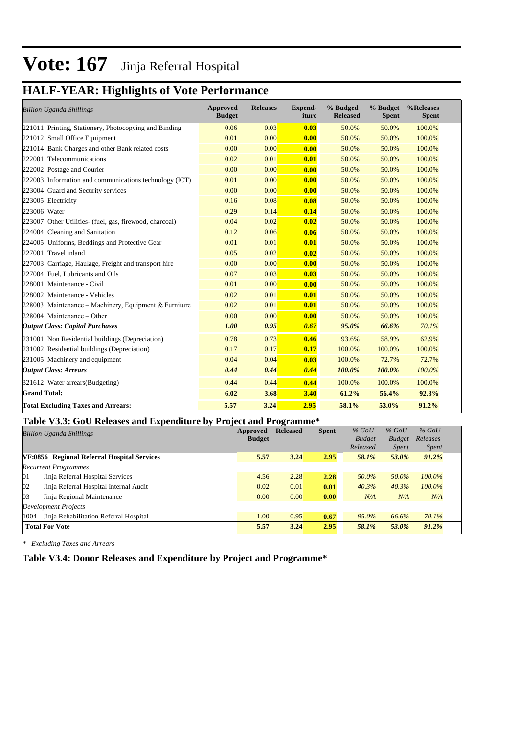# Vote: 167 Jinja Referral Hospital

## HALF-YEAR: Highlights of Vote Performance

| *Billion Uganda Shillings* | Approved Budget | Releases | Expend-iture | % Budged Released | % Budget Spent | %Releases Spent |
|---|---|---|---|---|---|---|
| 221011 Printing, Stationery, Photocopying and Binding | 0.06 | 0.03 | **0.03** | 50.0% | 50.0% | 100.0% |
| 221012 Small Office Equipment | 0.01 | 0.00 | **0.00** | 50.0% | 50.0% | 100.0% |
| 221014 Bank Charges and other Bank related costs | 0.00 | 0.00 | **0.00** | 50.0% | 50.0% | 100.0% |
| 222001 Telecommunications | 0.02 | 0.01 | **0.01** | 50.0% | 50.0% | 100.0% |
| 222002 Postage and Courier | 0.00 | 0.00 | **0.00** | 50.0% | 50.0% | 100.0% |
| 222003 Information and communications technology (ICT) | 0.01 | 0.00 | **0.00** | 50.0% | 50.0% | 100.0% |
| 223004 Guard and Security services | 0.00 | 0.00 | **0.00** | 50.0% | 50.0% | 100.0% |
| 223005 Electricity | 0.16 | 0.08 | **0.08** | 50.0% | 50.0% | 100.0% |
| 223006 Water | 0.29 | 0.14 | **0.14** | 50.0% | 50.0% | 100.0% |
| 223007 Other Utilities- (fuel, gas, firewood, charcoal) | 0.04 | 0.02 | **0.02** | 50.0% | 50.0% | 100.0% |
| 224004 Cleaning and Sanitation | 0.12 | 0.06 | **0.06** | 50.0% | 50.0% | 100.0% |
| 224005 Uniforms, Beddings and Protective Gear | 0.01 | 0.01 | **0.01** | 50.0% | 50.0% | 100.0% |
| 227001 Travel inland | 0.05 | 0.02 | **0.02** | 50.0% | 50.0% | 100.0% |
| 227003 Carriage, Haulage, Freight and transport hire | 0.00 | 0.00 | **0.00** | 50.0% | 50.0% | 100.0% |
| 227004 Fuel, Lubricants and Oils | 0.07 | 0.03 | **0.03** | 50.0% | 50.0% | 100.0% |
| 228001 Maintenance - Civil | 0.01 | 0.00 | **0.00** | 50.0% | 50.0% | 100.0% |
| 228002 Maintenance - Vehicles | 0.02 | 0.01 | **0.01** | 50.0% | 50.0% | 100.0% |
| 228003 Maintenance – Machinery, Equipment & Furniture | 0.02 | 0.01 | **0.01** | 50.0% | 50.0% | 100.0% |
| 228004 Maintenance – Other | 0.00 | 0.00 | **0.00** | 50.0% | 50.0% | 100.0% |
| ***Output Class: Capital Purchases*** | ***1.00*** | ***0.95*** | ***0.67*** | ***95.0%*** | ***66.6%*** | *70.1%* |
| 231001 Non Residential buildings (Depreciation) | 0.78 | 0.73 | **0.46** | 93.6% | 58.9% | 62.9% |
| 231002 Residential buildings (Depreciation) | 0.17 | 0.17 | **0.17** | 100.0% | 100.0% | 100.0% |
| 231005 Machinery and equipment | 0.04 | 0.04 | **0.03** | 100.0% | 72.7% | 72.7% |
| ***Output Class: Arrears*** | ***0.44*** | ***0.44*** | ***0.44*** | ***100.0%*** | ***100.0%*** | *100.0%* |
| 321612 Water arrears(Budgeting) | 0.44 | 0.44 | **0.44** | 100.0% | 100.0% | 100.0% |
| **Grand Total:** | **6.02** | **3.68** | **3.40** | **61.2%** | **56.4%** | **92.3%** |
| **Total Excluding Taxes and Arrears:** | **5.57** | **3.24** | **2.95** | **58.1%** | **53.0%** | **91.2%** |

### Table V3.3: GoU Releases and Expenditure by Project and Programme*

| *Billion Uganda Shillings* | Approved Budget | Released | Spent | *% GoU Budget Released* | *% GoU Budget Spent* | *% GoU Releases Spent* |
|---|---|---|---|---|---|---|
| **VF:0856 Regional Referral Hospital Services** | **5.57** | **3.24** | **2.95** | ***58.1%*** | ***53.0%*** | ***91.2%*** |
| *Recurrent Programmes* | | | | | | |
| 01 Jinja Referral Hospital Services | 4.56 | 2.28 | **2.28** | *50.0%* | *50.0%* | *100.0%* |
| 02 Jinja Referral Hospital Internal Audit | 0.02 | 0.01 | **0.01** | *40.3%* | *40.3%* | *100.0%* |
| 03 Jinja Regional Maintenance | 0.00 | 0.00 | **0.00** | *N/A* | *N/A* | *N/A* |
| *Development Projects* | | | | | | |
| 1004 Jinja Rehabilitation Referral Hospital | 1.00 | 0.95 | **0.67** | *95.0%* | *66.6%* | *70.1%* |
| **Total For Vote** | **5.57** | **3.24** | **2.95** | ***58.1%*** | ***53.0%*** | ***91.2%*** |

*\* Excluding Taxes and Arrears*

### Table V3.4: Donor Releases and Expenditure by Project and Programme*